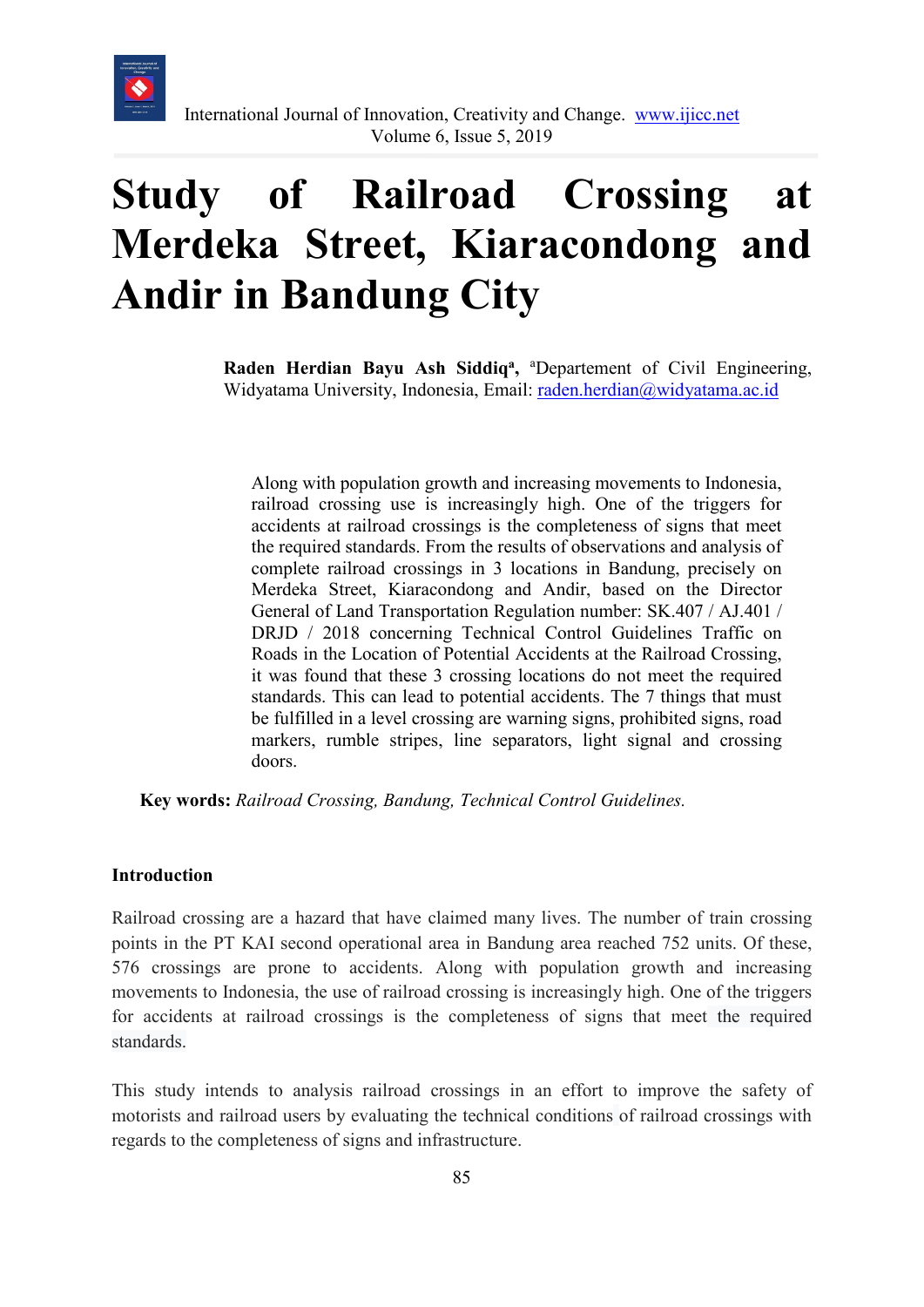# Study of Railroad Crossing at Merdeka Street, Kiaracondong and Andir in Bandung City

**Raden Herdian Bayu Ash Siddiq[a],** [a]Departement of Civil Engineering, Widyatama University, Indonesia, Email: raden.herdian@widyatama.ac.id

Along with population growth and increasing movements to Indonesia, railroad crossing use is increasingly high. One of the triggers for accidents at railroad crossings is the completeness of signs that meet the required standards. From the results of observations and analysis of complete railroad crossings in 3 locations in Bandung, precisely on Merdeka Street, Kiaracondong and Andir, based on the Director General of Land Transportation Regulation number: SK.407 / AJ.401 / DRJD / 2018 concerning Technical Control Guidelines Traffic on Roads in the Location of Potential Accidents at the Railroad Crossing, it was found that these 3 crossing locations do not meet the required standards. This can lead to potential accidents. The 7 things that must be fulfilled in a level crossing are warning signs, prohibited signs, road markers, rumble stripes, line separators, light signal and crossing doors.

**Key words:** *Railroad Crossing, Bandung, Technical Control Guidelines.*

## Introduction

Railroad crossing are a hazard that have claimed many lives. The number of train crossing points in the PT KAI second operational area in Bandung area reached 752 units. Of these, 576 crossings are prone to accidents. Along with population growth and increasing movements to Indonesia, the use of railroad crossing is increasingly high. One of the triggers for accidents at railroad crossings is the completeness of signs that meet the required standards.

This study intends to analysis railroad crossings in an effort to improve the safety of motorists and railroad users by evaluating the technical conditions of railroad crossings with regards to the completeness of signs and infrastructure.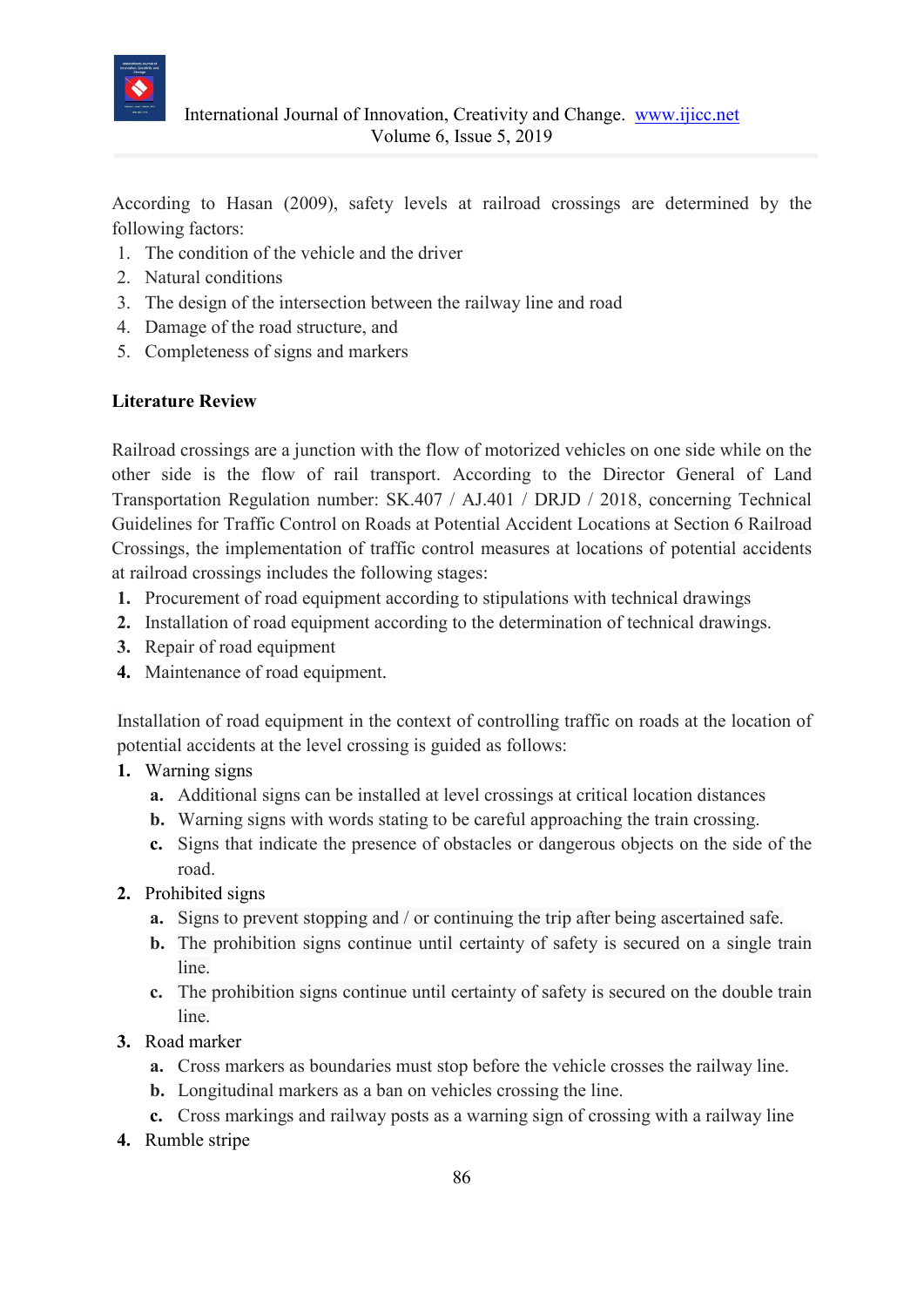According to Hasan (2009), safety levels at railroad crossings are determined by the following factors:

1. The condition of the vehicle and the driver
2. Natural conditions
3. The design of the intersection between the railway line and road
4. Damage of the road structure, and
5. Completeness of signs and markers

**Literature Review**

Railroad crossings are a junction with the flow of motorized vehicles on one side while on the other side is the flow of rail transport. According to the Director General of Land Transportation Regulation number: SK.407 / AJ.401 / DRJD / 2018, concerning Technical Guidelines for Traffic Control on Roads at Potential Accident Locations at Section 6 Railroad Crossings, the implementation of traffic control measures at locations of potential accidents at railroad crossings includes the following stages:

1. Procurement of road equipment according to stipulations with technical drawings
2. Installation of road equipment according to the determination of technical drawings.
3. Repair of road equipment
4. Maintenance of road equipment.

Installation of road equipment in the context of controlling traffic on roads at the location of potential accidents at the level crossing is guided as follows:

1. Warning signs
   a. Additional signs can be installed at level crossings at critical location distances
   b. Warning signs with words stating to be careful approaching the train crossing.
   c. Signs that indicate the presence of obstacles or dangerous objects on the side of the road.
2. Prohibited signs
   a. Signs to prevent stopping and / or continuing the trip after being ascertained safe.
   b. The prohibition signs continue until certainty of safety is secured on a single train line.
   c. The prohibition signs continue until certainty of safety is secured on the double train line.
3. Road marker
   a. Cross markers as boundaries must stop before the vehicle crosses the railway line.
   b. Longitudinal markers as a ban on vehicles crossing the line.
   c. Cross markings and railway posts as a warning sign of crossing with a railway line
4. Rumble stripe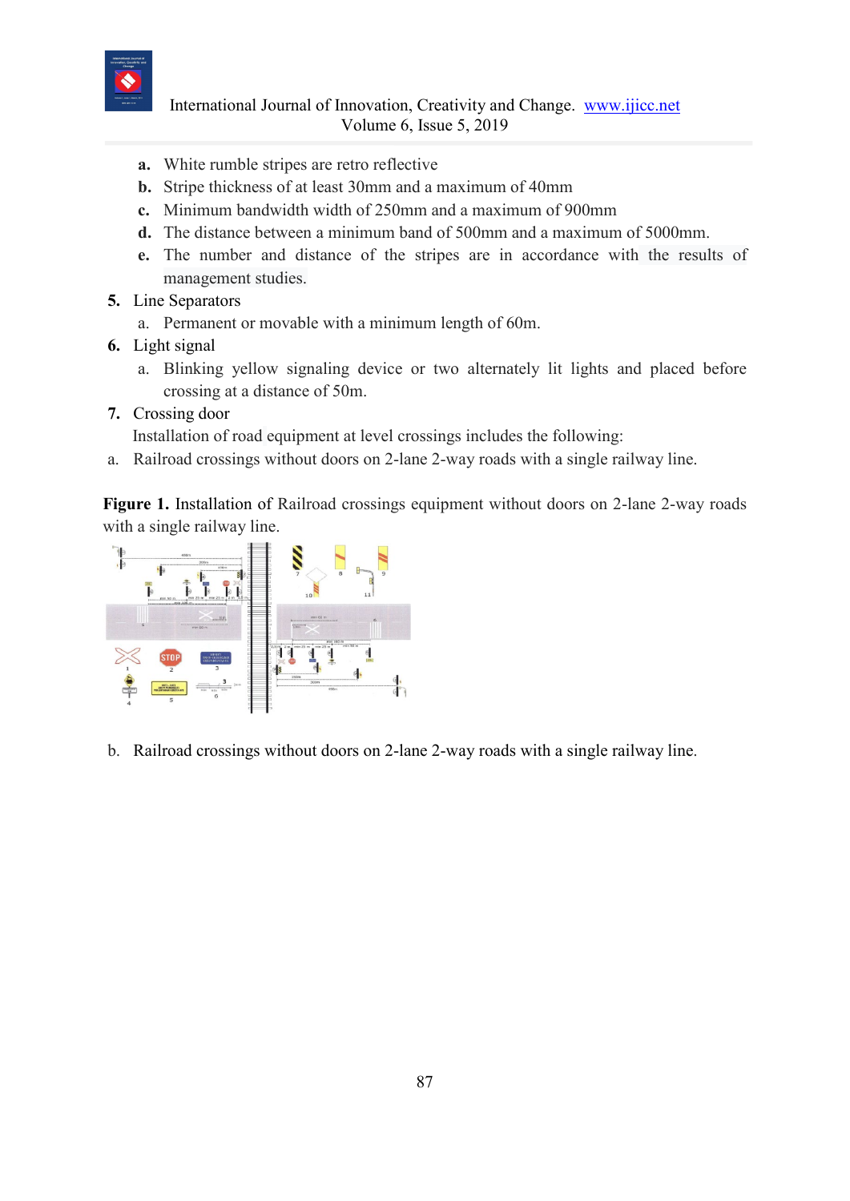a. White rumble stripes are retro reflective
b. Stripe thickness of at least 30mm and a maximum of 40mm
c. Minimum bandwidth width of 250mm and a maximum of 900mm
d. The distance between a minimum band of 500mm and a maximum of 5000mm.
e. The number and distance of the stripes are in accordance with the results of management studies.

5. Line Separators
   a. Permanent or movable with a minimum length of 60m.
6. Light signal
   a. Blinking yellow signaling device or two alternately lit lights and placed before crossing at a distance of 50m.
7. Crossing door
   Installation of road equipment at level crossings includes the following:

a. Railroad crossings without doors on 2-lane 2-way roads with a single railway line.

**Figure 1.** Installation of Railroad crossings equipment without doors on 2-lane 2-way roads with a single railway line.

b. Railroad crossings without doors on 2-lane 2-way roads with a single railway line.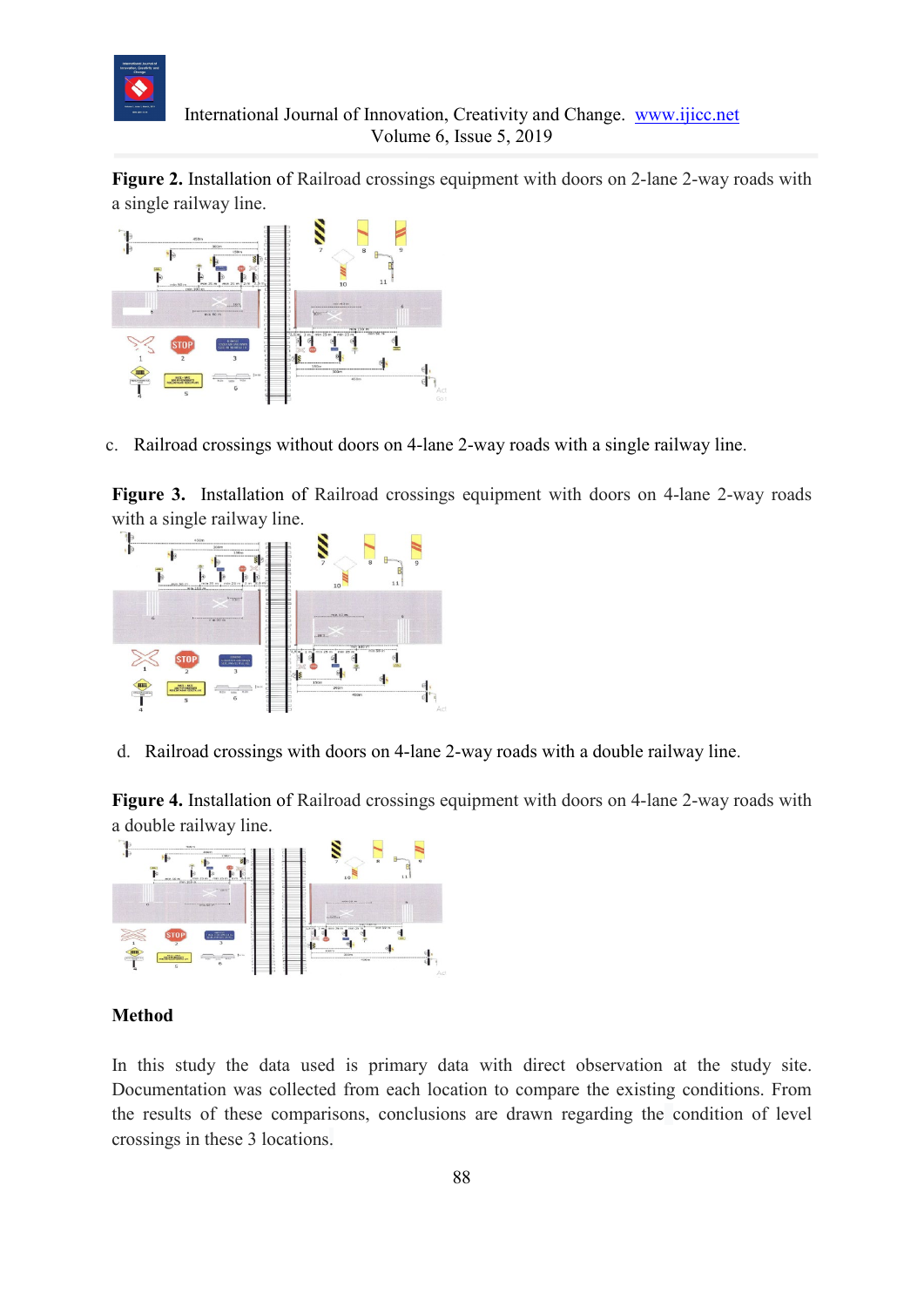**Figure 2.** Installation of Railroad crossings equipment with doors on 2-lane 2-way roads with a single railway line.

c. Railroad crossings without doors on 4-lane 2-way roads with a single railway line.

**Figure 3.** Installation of Railroad crossings equipment with doors on 4-lane 2-way roads with a single railway line.

d. Railroad crossings with doors on 4-lane 2-way roads with a double railway line.

**Figure 4.** Installation of Railroad crossings equipment with doors on 4-lane 2-way roads with a double railway line.

## Method

In this study the data used is primary data with direct observation at the study site. Documentation was collected from each location to compare the existing conditions. From the results of these comparisons, conclusions are drawn regarding the condition of level crossings in these 3 locations.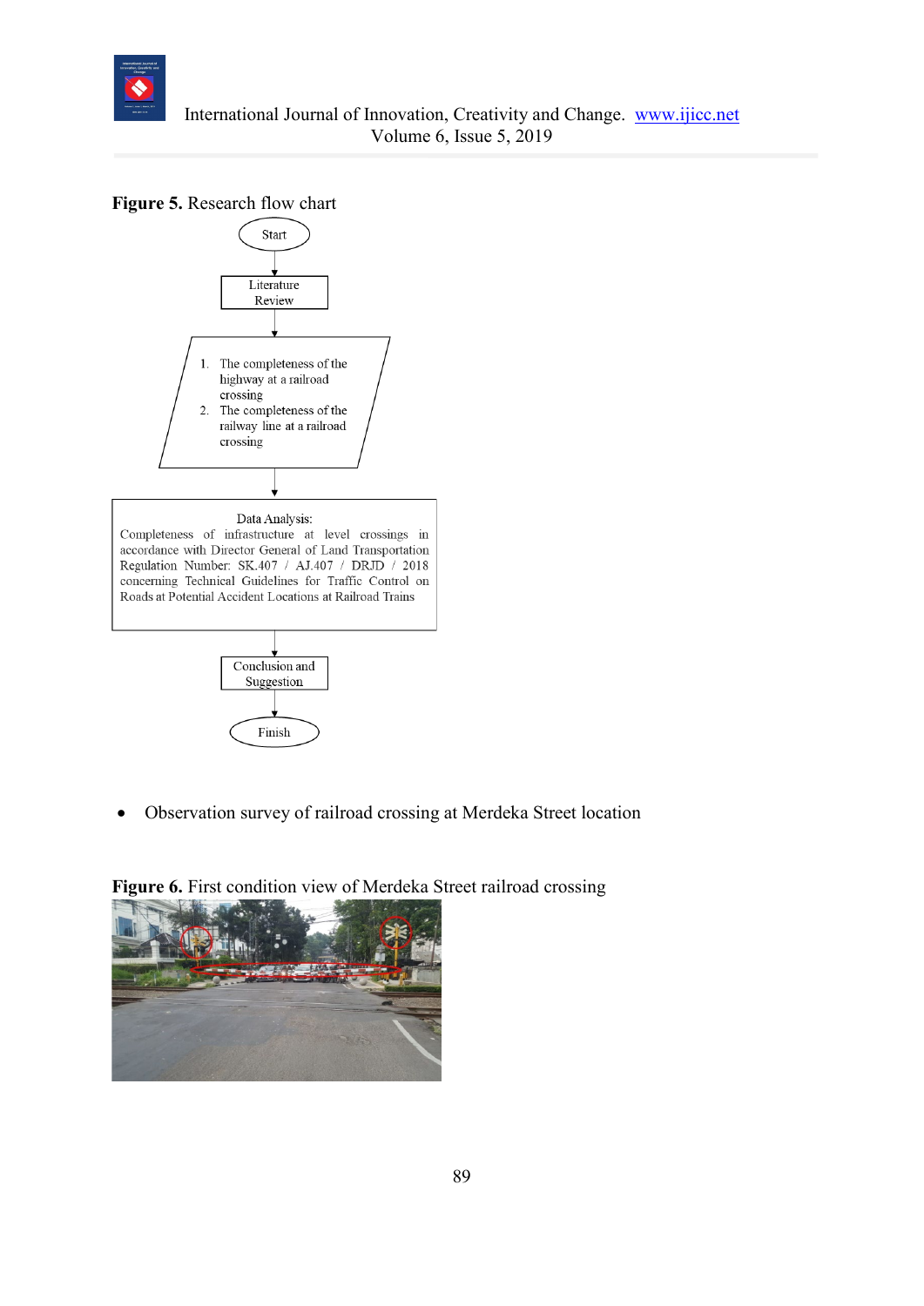**Figure 5.** Research flow chart

Start

Literature Review

1. The completeness of the highway at a railroad crossing
2. The completeness of the railway line at a railroad crossing

Data Analysis:
Completeness of infrastructure at level crossings in accordance with Director General of Land Transportation Regulation Number: SK.407 / AJ.407 / DRJD / 2018 concerning Technical Guidelines for Traffic Control on Roads at Potential Accident Locations at Railroad Trains

Conclusion and Suggestion

Finish

- Observation survey of railroad crossing at Merdeka Street location

**Figure 6.** First condition view of Merdeka Street railroad crossing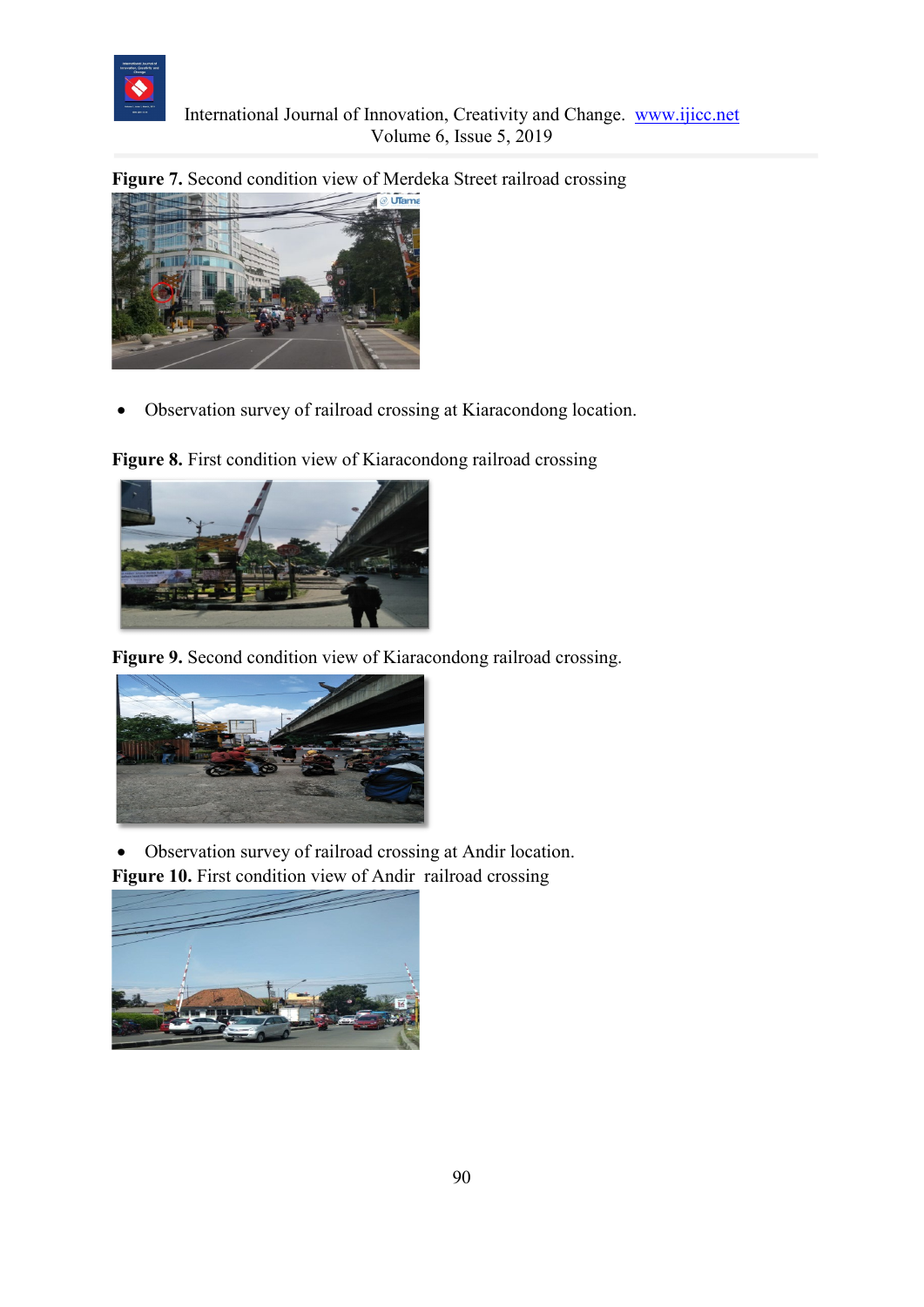**Figure 7.** Second condition view of Merdeka Street railroad crossing

- Observation survey of railroad crossing at Kiaracondong location.

**Figure 8.** First condition view of Kiaracondong railroad crossing

**Figure 9.** Second condition view of Kiaracondong railroad crossing.

- Observation survey of railroad crossing at Andir location.

**Figure 10.** First condition view of Andir railroad crossing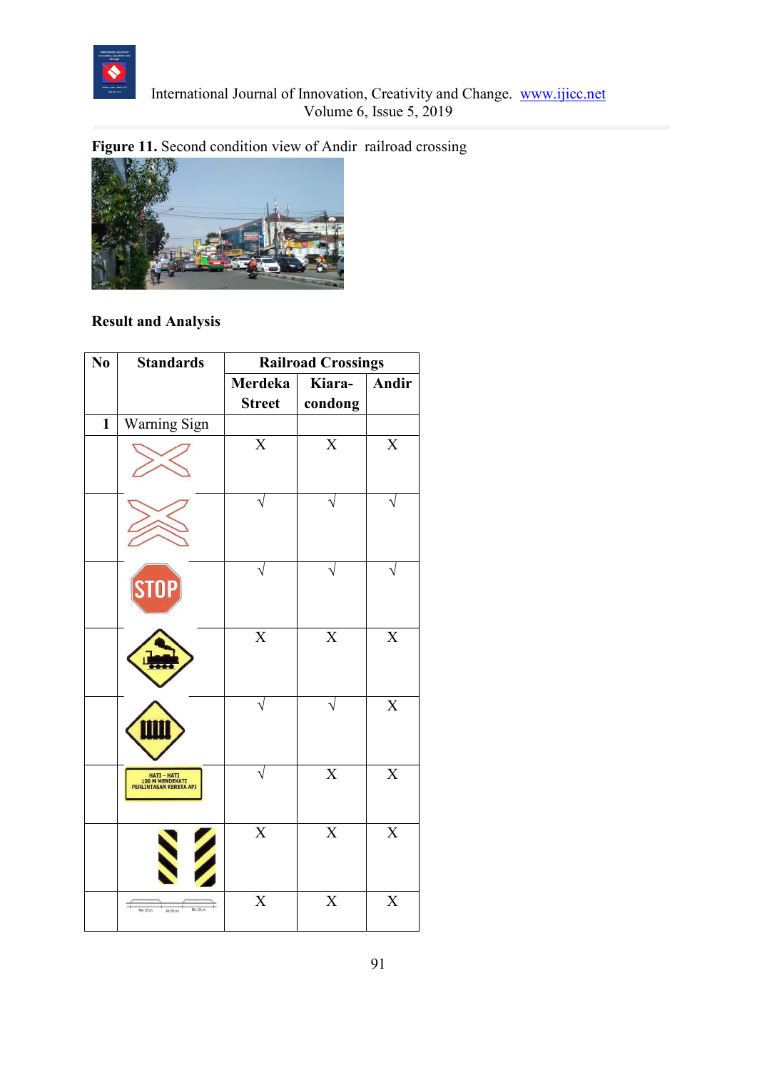**Figure 11.** Second condition view of Andir railroad crossing

**Result and Analysis**

| No | Standards | Railroad Crossings | | |
|---|---|---|---|---|
| | | Merdeka Street | Kiara-condong | Andir |
| **1** | Warning Sign | | | |
| | | X | X | X |
| | | √ | √ | √ |
| | STOP | √ | √ | √ |
| | | X | X | X |
| | | √ | √ | X |
| | HATI – HATI 100 M MENDEKATI PERLINTASAN KERETA API | √ | X | X |
| | | X | X | X |
| | | X | X | X |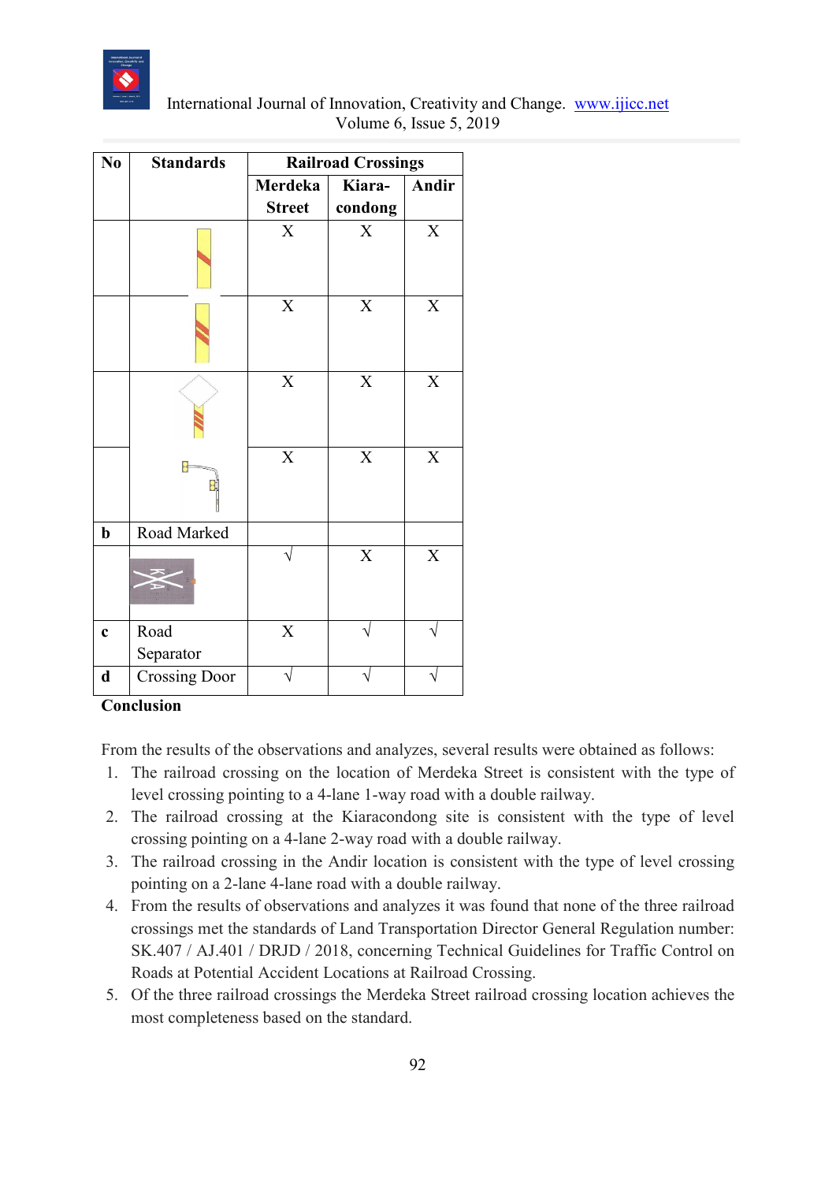| No | Standards | Railroad Crossings | | |
|---|---|---|---|---|
| | | Merdeka Street | Kiara-condong | Andir |
| | | X | X | X |
| | | X | X | X |
| | | X | X | X |
| | | X | X | X |
| b | Road Marked | | | |
| | | √ | X | X |
| c | Road Separator | X | √ | √ |
| d | Crossing Door | √ | √ | √ |

**Conclusion**

From the results of the observations and analyzes, several results were obtained as follows:

1. The railroad crossing on the location of Merdeka Street is consistent with the type of level crossing pointing to a 4-lane 1-way road with a double railway.
2. The railroad crossing at the Kiaracondong site is consistent with the type of level crossing pointing on a 4-lane 2-way road with a double railway.
3. The railroad crossing in the Andir location is consistent with the type of level crossing pointing on a 2-lane 4-lane road with a double railway.
4. From the results of observations and analyzes it was found that none of the three railroad crossings met the standards of Land Transportation Director General Regulation number: SK.407 / AJ.401 / DRJD / 2018, concerning Technical Guidelines for Traffic Control on Roads at Potential Accident Locations at Railroad Crossing.
5. Of the three railroad crossings the Merdeka Street railroad crossing location achieves the most completeness based on the standard.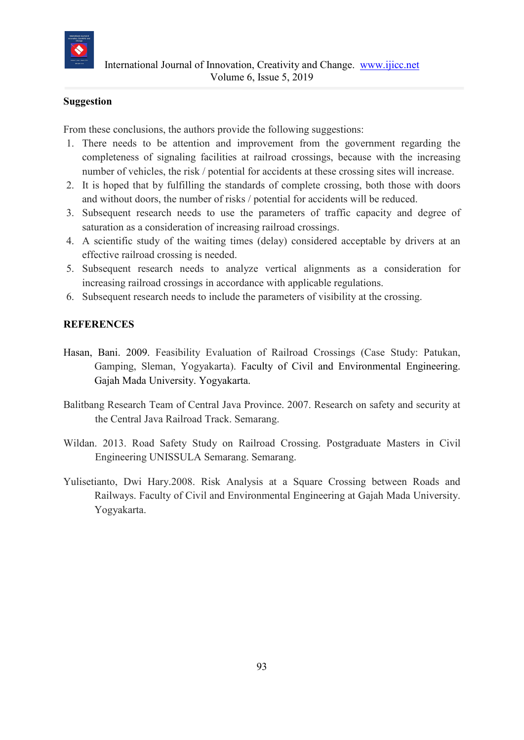**Suggestion**

From these conclusions, the authors provide the following suggestions:

1. There needs to be attention and improvement from the government regarding the completeness of signaling facilities at railroad crossings, because with the increasing number of vehicles, the risk / potential for accidents at these crossing sites will increase.
2. It is hoped that by fulfilling the standards of complete crossing, both those with doors and without doors, the number of risks / potential for accidents will be reduced.
3. Subsequent research needs to use the parameters of traffic capacity and degree of saturation as a consideration of increasing railroad crossings.
4. A scientific study of the waiting times (delay) considered acceptable by drivers at an effective railroad crossing is needed.
5. Subsequent research needs to analyze vertical alignments as a consideration for increasing railroad crossings in accordance with applicable regulations.
6. Subsequent research needs to include the parameters of visibility at the crossing.

**REFERENCES**

Hasan, Bani. 2009. Feasibility Evaluation of Railroad Crossings (Case Study: Patukan, Gamping, Sleman, Yogyakarta). Faculty of Civil and Environmental Engineering. Gajah Mada University. Yogyakarta.

Balitbang Research Team of Central Java Province. 2007. Research on safety and security at the Central Java Railroad Track. Semarang.

Wildan. 2013. Road Safety Study on Railroad Crossing. Postgraduate Masters in Civil Engineering UNISSULA Semarang. Semarang.

Yulisetianto, Dwi Hary.2008. Risk Analysis at a Square Crossing between Roads and Railways. Faculty of Civil and Environmental Engineering at Gajah Mada University. Yogyakarta.